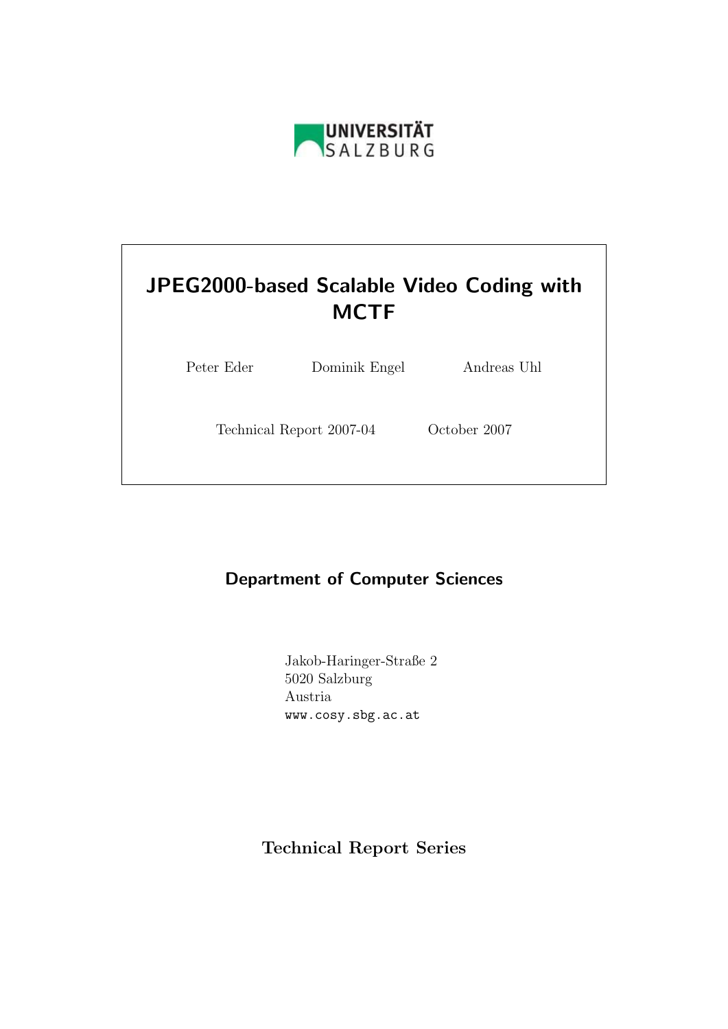UNIVERSITÄT SALZBURG

# JPEG2000-based Scalable Video Coding with MCTF

Peter Eder Dominik Engel Andreas Uhl

Technical Report 2007-04 October 2007

## Department of Computer Sciences

Jakob-Haringer-Straße 2
5020 Salzburg
Austria
www.cosy.sbg.ac.at

**Technical Report Series**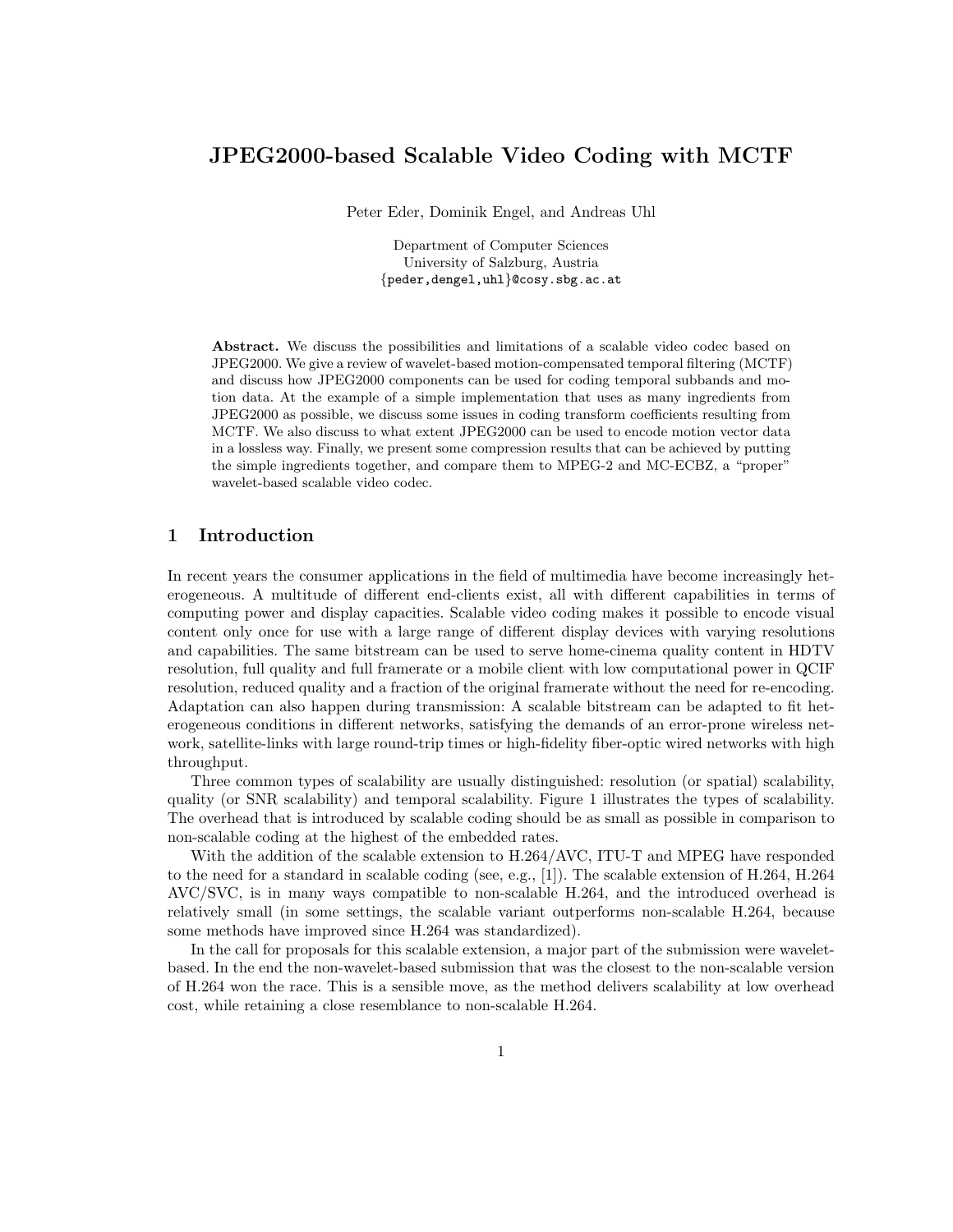# JPEG2000-based Scalable Video Coding with MCTF

Peter Eder, Dominik Engel, and Andreas Uhl

Department of Computer Sciences
University of Salzburg, Austria
{peder,dengel,uhl}@cosy.sbg.ac.at

**Abstract.** We discuss the possibilities and limitations of a scalable video codec based on JPEG2000. We give a review of wavelet-based motion-compensated temporal filtering (MCTF) and discuss how JPEG2000 components can be used for coding temporal subbands and motion data. At the example of a simple implementation that uses as many ingredients from JPEG2000 as possible, we discuss some issues in coding transform coefficients resulting from MCTF. We also discuss to what extent JPEG2000 can be used to encode motion vector data in a lossless way. Finally, we present some compression results that can be achieved by putting the simple ingredients together, and compare them to MPEG-2 and MC-ECBZ, a "proper" wavelet-based scalable video codec.

## 1 Introduction

In recent years the consumer applications in the field of multimedia have become increasingly heterogeneous. A multitude of different end-clients exist, all with different capabilities in terms of computing power and display capacities. Scalable video coding makes it possible to encode visual content only once for use with a large range of different display devices with varying resolutions and capabilities. The same bitstream can be used to serve home-cinema quality content in HDTV resolution, full quality and full framerate or a mobile client with low computational power in QCIF resolution, reduced quality and a fraction of the original framerate without the need for re-encoding. Adaptation can also happen during transmission: A scalable bitstream can be adapted to fit heterogeneous conditions in different networks, satisfying the demands of an error-prone wireless network, satellite-links with large round-trip times or high-fidelity fiber-optic wired networks with high throughput.

Three common types of scalability are usually distinguished: resolution (or spatial) scalability, quality (or SNR scalability) and temporal scalability. Figure 1 illustrates the types of scalability. The overhead that is introduced by scalable coding should be as small as possible in comparison to non-scalable coding at the highest of the embedded rates.

With the addition of the scalable extension to H.264/AVC, ITU-T and MPEG have responded to the need for a standard in scalable coding (see, e.g., [1]). The scalable extension of H.264, H.264 AVC/SVC, is in many ways compatible to non-scalable H.264, and the introduced overhead is relatively small (in some settings, the scalable variant outperforms non-scalable H.264, because some methods have improved since H.264 was standardized).

In the call for proposals for this scalable extension, a major part of the submission were wavelet-based. In the end the non-wavelet-based submission that was the closest to the non-scalable version of H.264 won the race. This is a sensible move, as the method delivers scalability at low overhead cost, while retaining a close resemblance to non-scalable H.264.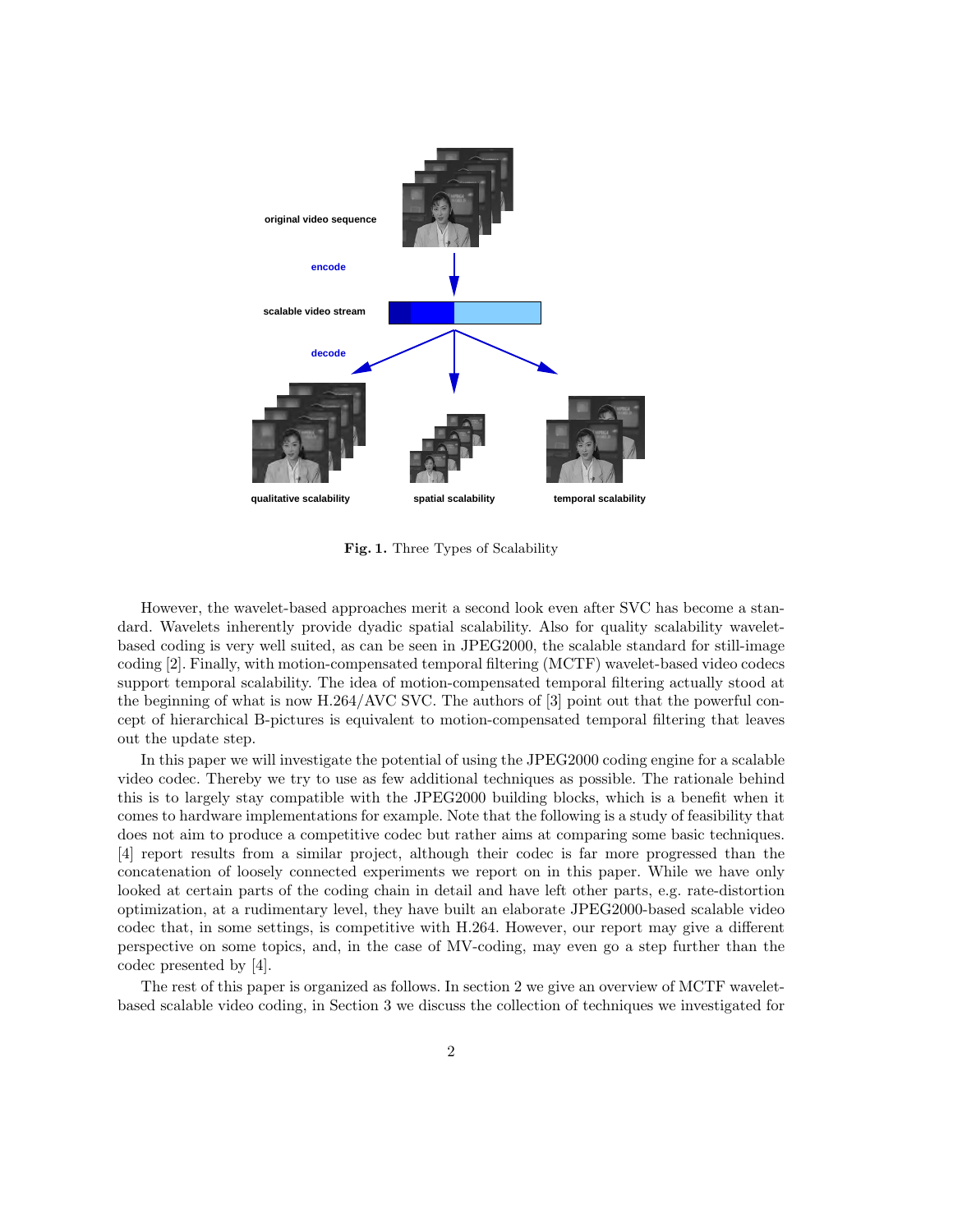Fig. 1. Three Types of Scalability

However, the wavelet-based approaches merit a second look even after SVC has become a standard. Wavelets inherently provide dyadic spatial scalability. Also for quality scalability wavelet-based coding is very well suited, as can be seen in JPEG2000, the scalable standard for still-image coding [2]. Finally, with motion-compensated temporal filtering (MCTF) wavelet-based video codecs support temporal scalability. The idea of motion-compensated temporal filtering actually stood at the beginning of what is now H.264/AVC SVC. The authors of [3] point out that the powerful concept of hierarchical B-pictures is equivalent to motion-compensated temporal filtering that leaves out the update step.

In this paper we will investigate the potential of using the JPEG2000 coding engine for a scalable video codec. Thereby we try to use as few additional techniques as possible. The rationale behind this is to largely stay compatible with the JPEG2000 building blocks, which is a benefit when it comes to hardware implementations for example. Note that the following is a study of feasibility that does not aim to produce a competitive codec but rather aims at comparing some basic techniques. [4] report results from a similar project, although their codec is far more progressed than the concatenation of loosely connected experiments we report on in this paper. While we have only looked at certain parts of the coding chain in detail and have left other parts, e.g. rate-distortion optimization, at a rudimentary level, they have built an elaborate JPEG2000-based scalable video codec that, in some settings, is competitive with H.264. However, our report may give a different perspective on some topics, and, in the case of MV-coding, may even go a step further than the codec presented by [4].

The rest of this paper is organized as follows. In section 2 we give an overview of MCTF wavelet-based scalable video coding, in Section 3 we discuss the collection of techniques we investigated for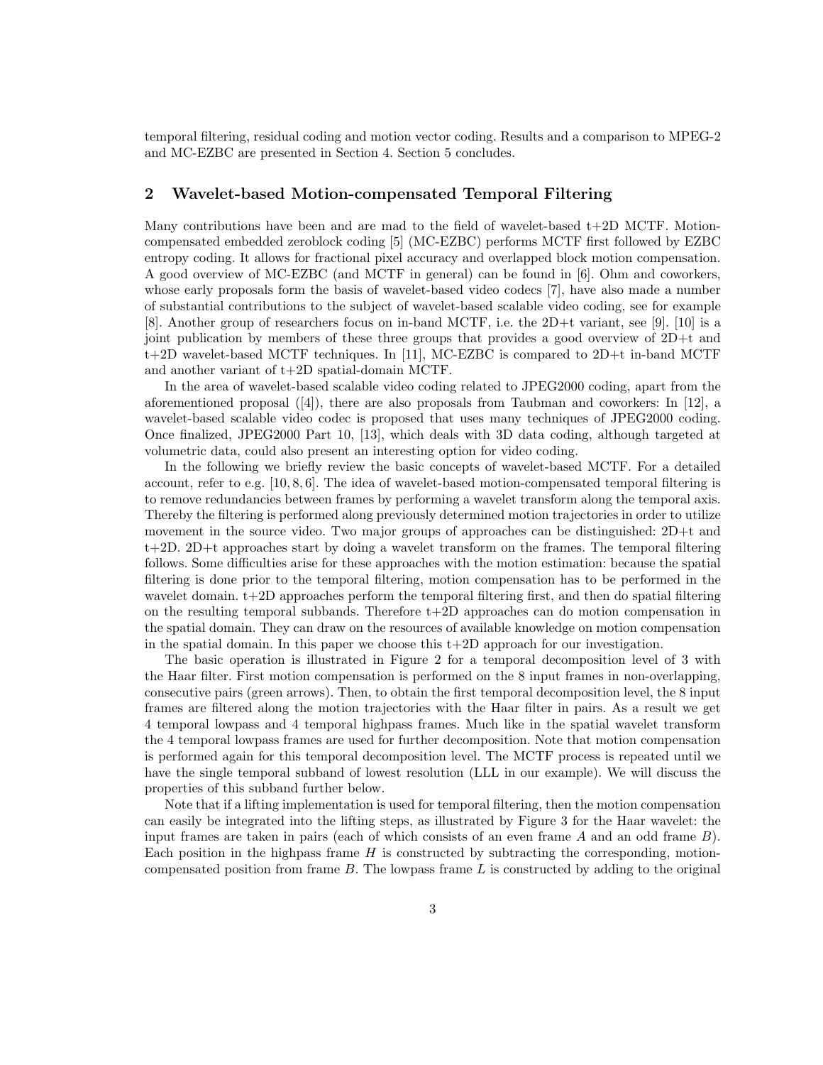temporal filtering, residual coding and motion vector coding. Results and a comparison to MPEG-2 and MC-EZBC are presented in Section 4. Section 5 concludes.

## 2 Wavelet-based Motion-compensated Temporal Filtering

Many contributions have been and are mad to the field of wavelet-based t+2D MCTF. Motion-compensated embedded zeroblock coding [5] (MC-EZBC) performs MCTF first followed by EZBC entropy coding. It allows for fractional pixel accuracy and overlapped block motion compensation. A good overview of MC-EZBC (and MCTF in general) can be found in [6]. Ohm and coworkers, whose early proposals form the basis of wavelet-based video codecs [7], have also made a number of substantial contributions to the subject of wavelet-based scalable video coding, see for example [8]. Another group of researchers focus on in-band MCTF, i.e. the 2D+t variant, see [9]. [10] is a joint publication by members of these three groups that provides a good overview of 2D+t and t+2D wavelet-based MCTF techniques. In [11], MC-EZBC is compared to 2D+t in-band MCTF and another variant of t+2D spatial-domain MCTF.

In the area of wavelet-based scalable video coding related to JPEG2000 coding, apart from the aforementioned proposal ([4]), there are also proposals from Taubman and coworkers: In [12], a wavelet-based scalable video codec is proposed that uses many techniques of JPEG2000 coding. Once finalized, JPEG2000 Part 10, [13], which deals with 3D data coding, although targeted at volumetric data, could also present an interesting option for video coding.

In the following we briefly review the basic concepts of wavelet-based MCTF. For a detailed account, refer to e.g. [10, 8, 6]. The idea of wavelet-based motion-compensated temporal filtering is to remove redundancies between frames by performing a wavelet transform along the temporal axis. Thereby the filtering is performed along previously determined motion trajectories in order to utilize movement in the source video. Two major groups of approaches can be distinguished: 2D+t and t+2D. 2D+t approaches start by doing a wavelet transform on the frames. The temporal filtering follows. Some difficulties arise for these approaches with the motion estimation: because the spatial filtering is done prior to the temporal filtering, motion compensation has to be performed in the wavelet domain. t+2D approaches perform the temporal filtering first, and then do spatial filtering on the resulting temporal subbands. Therefore t+2D approaches can do motion compensation in the spatial domain. They can draw on the resources of available knowledge on motion compensation in the spatial domain. In this paper we choose this t+2D approach for our investigation.

The basic operation is illustrated in Figure 2 for a temporal decomposition level of 3 with the Haar filter. First motion compensation is performed on the 8 input frames in non-overlapping, consecutive pairs (green arrows). Then, to obtain the first temporal decomposition level, the 8 input frames are filtered along the motion trajectories with the Haar filter in pairs. As a result we get 4 temporal lowpass and 4 temporal highpass frames. Much like in the spatial wavelet transform the 4 temporal lowpass frames are used for further decomposition. Note that motion compensation is performed again for this temporal decomposition level. The MCTF process is repeated until we have the single temporal subband of lowest resolution (LLL in our example). We will discuss the properties of this subband further below.

Note that if a lifting implementation is used for temporal filtering, then the motion compensation can easily be integrated into the lifting steps, as illustrated by Figure 3 for the Haar wavelet: the input frames are taken in pairs (each of which consists of an even frame $A$ and an odd frame $B$). Each position in the highpass frame $H$ is constructed by subtracting the corresponding, motion-compensated position from frame $B$. The lowpass frame $L$ is constructed by adding to the original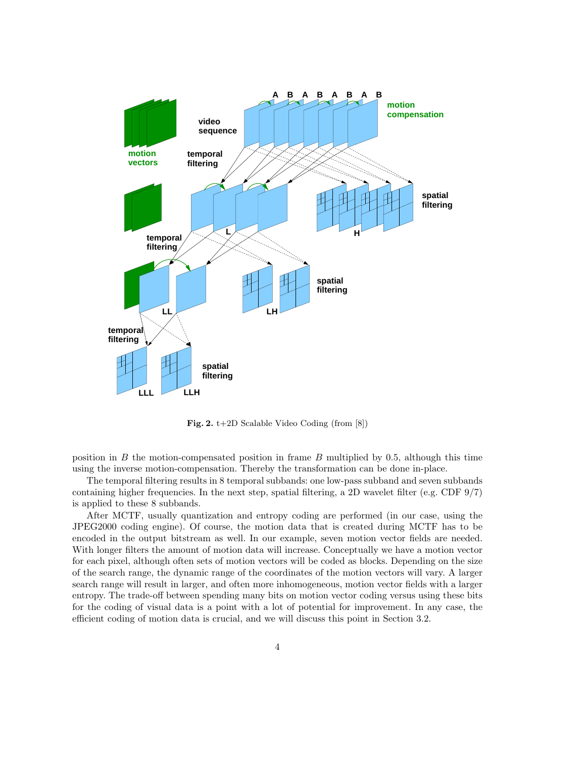**Fig. 2.** t+2D Scalable Video Coding (from [8])

position in $B$ the motion-compensated position in frame $B$ multiplied by 0.5, although this time using the inverse motion-compensation. Thereby the transformation can be done in-place.

The temporal filtering results in 8 temporal subbands: one low-pass subband and seven subbands containing higher frequencies. In the next step, spatial filtering, a 2D wavelet filter (e.g. CDF 9/7) is applied to these 8 subbands.

After MCTF, usually quantization and entropy coding are performed (in our case, using the JPEG2000 coding engine). Of course, the motion data that is created during MCTF has to be encoded in the output bitstream as well. In our example, seven motion vector fields are needed. With longer filters the amount of motion data will increase. Conceptually we have a motion vector for each pixel, although often sets of motion vectors will be coded as blocks. Depending on the size of the search range, the dynamic range of the coordinates of the motion vectors will vary. A larger search range will result in larger, and often more inhomogeneous, motion vector fields with a larger entropy. The trade-off between spending many bits on motion vector coding versus using these bits for the coding of visual data is a point with a lot of potential for improvement. In any case, the efficient coding of motion data is crucial, and we will discuss this point in Section 3.2.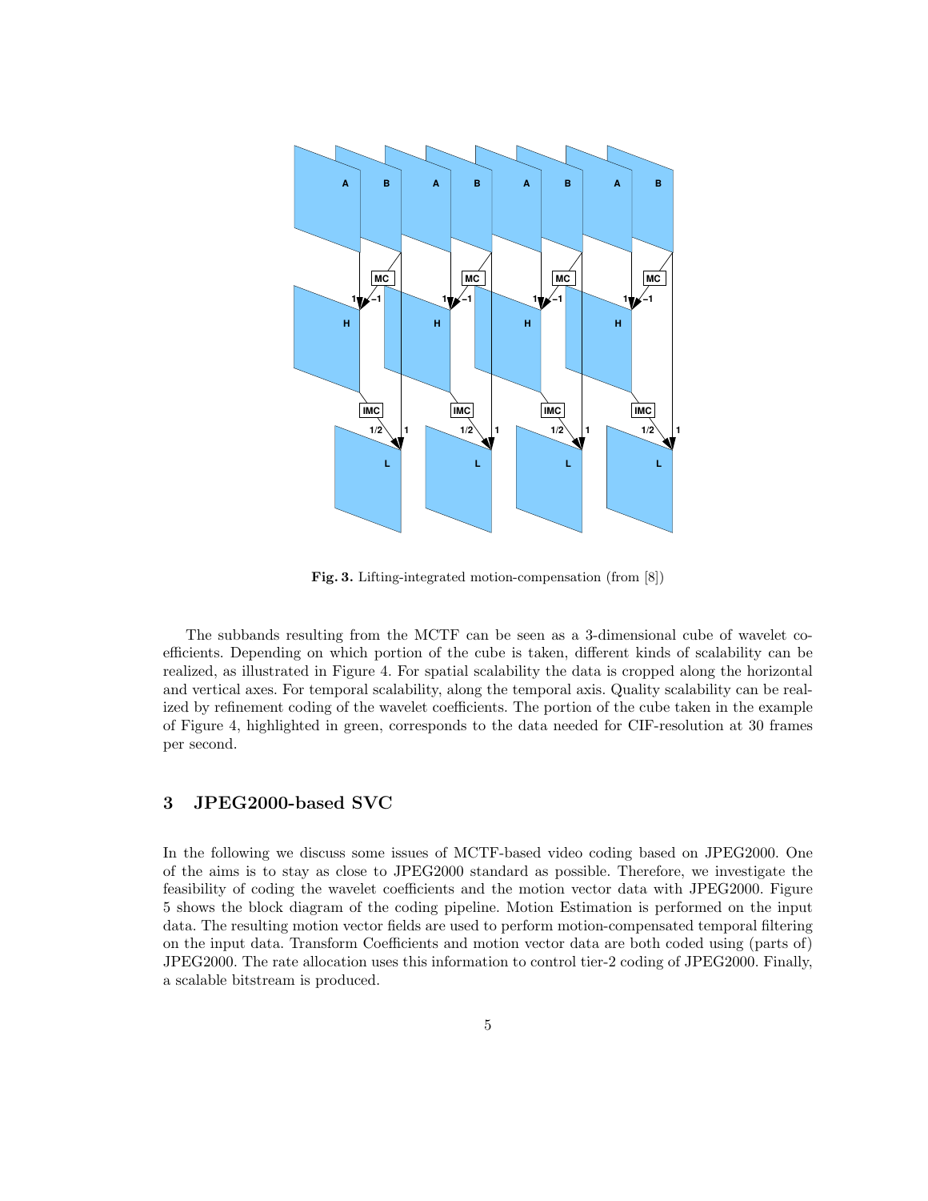**Fig. 3.** Lifting-integrated motion-compensation (from [8])

The subbands resulting from the MCTF can be seen as a 3-dimensional cube of wavelet coefficients. Depending on which portion of the cube is taken, different kinds of scalability can be realized, as illustrated in Figure 4. For spatial scalability the data is cropped along the horizontal and vertical axes. For temporal scalability, along the temporal axis. Quality scalability can be realized by refinement coding of the wavelet coefficients. The portion of the cube taken in the example of Figure 4, highlighted in green, corresponds to the data needed for CIF-resolution at 30 frames per second.

## 3 JPEG2000-based SVC

In the following we discuss some issues of MCTF-based video coding based on JPEG2000. One of the aims is to stay as close to JPEG2000 standard as possible. Therefore, we investigate the feasibility of coding the wavelet coefficients and the motion vector data with JPEG2000. Figure 5 shows the block diagram of the coding pipeline. Motion Estimation is performed on the input data. The resulting motion vector fields are used to perform motion-compensated temporal filtering on the input data. Transform Coefficients and motion vector data are both coded using (parts of) JPEG2000. The rate allocation uses this information to control tier-2 coding of JPEG2000. Finally, a scalable bitstream is produced.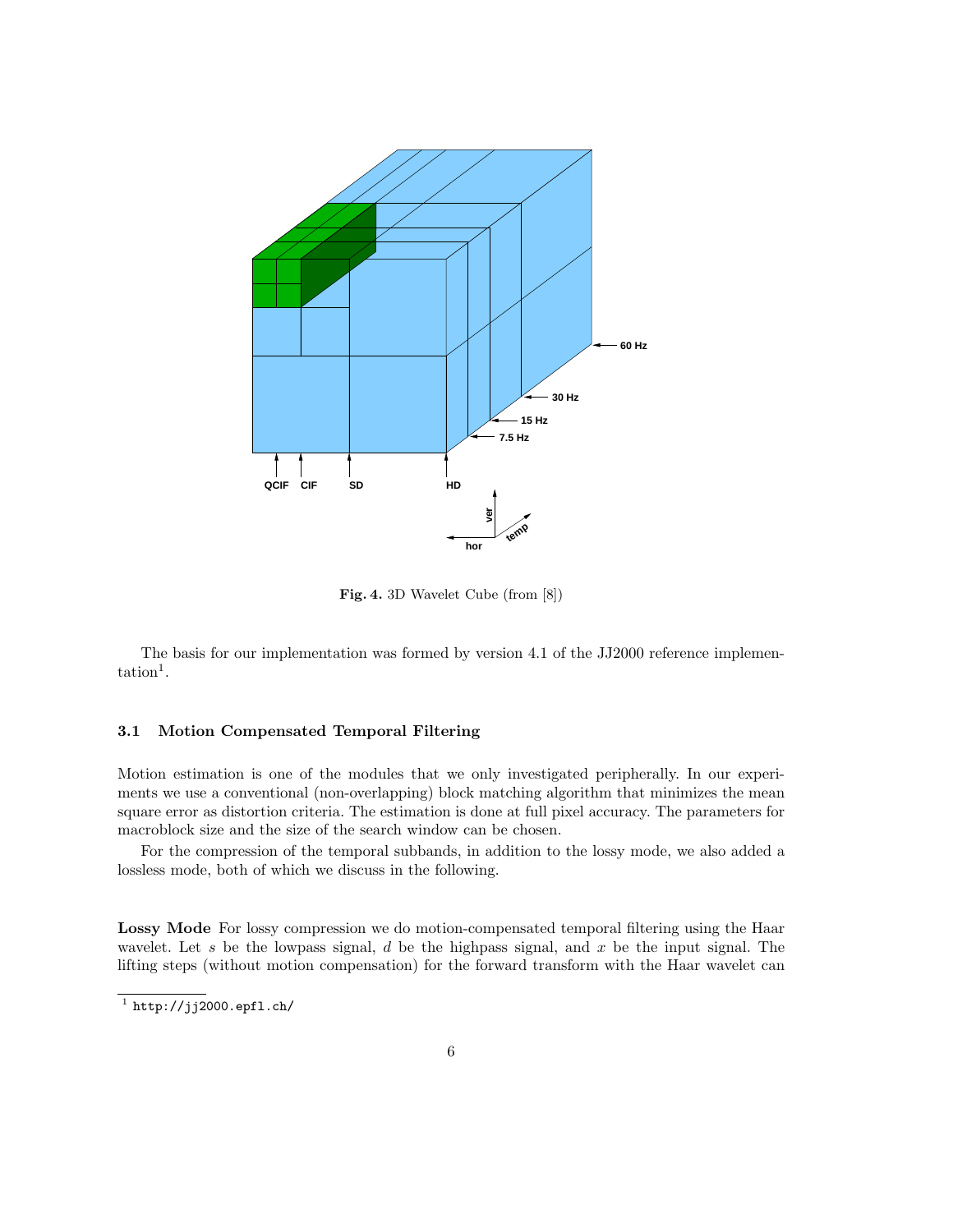**Fig. 4.** 3D Wavelet Cube (from [8])

The basis for our implementation was formed by version 4.1 of the JJ2000 reference implementation[1].

### 3.1 Motion Compensated Temporal Filtering

Motion estimation is one of the modules that we only investigated peripherally. In our experiments we use a conventional (non-overlapping) block matching algorithm that minimizes the mean square error as distortion criteria. The estimation is done at full pixel accuracy. The parameters for macroblock size and the size of the search window can be chosen.

For the compression of the temporal subbands, in addition to the lossy mode, we also added a lossless mode, both of which we discuss in the following.

**Lossy Mode** For lossy compression we do motion-compensated temporal filtering using the Haar wavelet. Let $s$ be the lowpass signal, $d$ be the highpass signal, and $x$ be the input signal. The lifting steps (without motion compensation) for the forward transform with the Haar wavelet can

[1] http://jj2000.epfl.ch/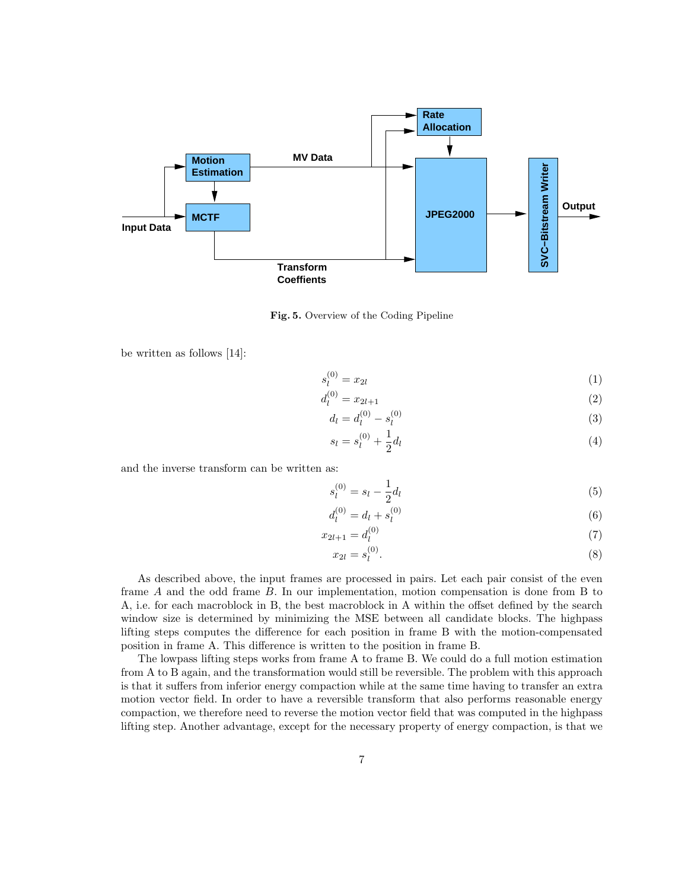**Fig. 5.** Overview of the Coding Pipeline

be written as follows [14]:

$$s_l^{(0)} = x_{2l} \tag{1}$$

$$d_l^{(0)} = x_{2l+1} \tag{2}$$

$$d_l = d_l^{(0)} - s_l^{(0)} \tag{3}$$

$$s_l = s_l^{(0)} + \frac{1}{2} d_l \tag{4}$$

and the inverse transform can be written as:

$$s_l^{(0)} = s_l - \frac{1}{2} d_l \tag{5}$$

$$d_l^{(0)} = d_l + s_l^{(0)} \tag{6}$$

$$x_{2l+1} = d_l^{(0)} \tag{7}$$

$$x_{2l} = s_l^{(0)}. \tag{8}$$

As described above, the input frames are processed in pairs. Let each pair consist of the even frame $A$ and the odd frame $B$. In our implementation, motion compensation is done from B to A, i.e. for each macroblock in B, the best macroblock in A within the offset defined by the search window size is determined by minimizing the MSE between all candidate blocks. The highpass lifting steps computes the difference for each position in frame B with the motion-compensated position in frame A. This difference is written to the position in frame B.

The lowpass lifting steps works from frame A to frame B. We could do a full motion estimation from A to B again, and the transformation would still be reversible. The problem with this approach is that it suffers from inferior energy compaction while at the same time having to transfer an extra motion vector field. In order to have a reversible transform that also performs reasonable energy compaction, we therefore need to reverse the motion vector field that was computed in the highpass lifting step. Another advantage, except for the necessary property of energy compaction, is that we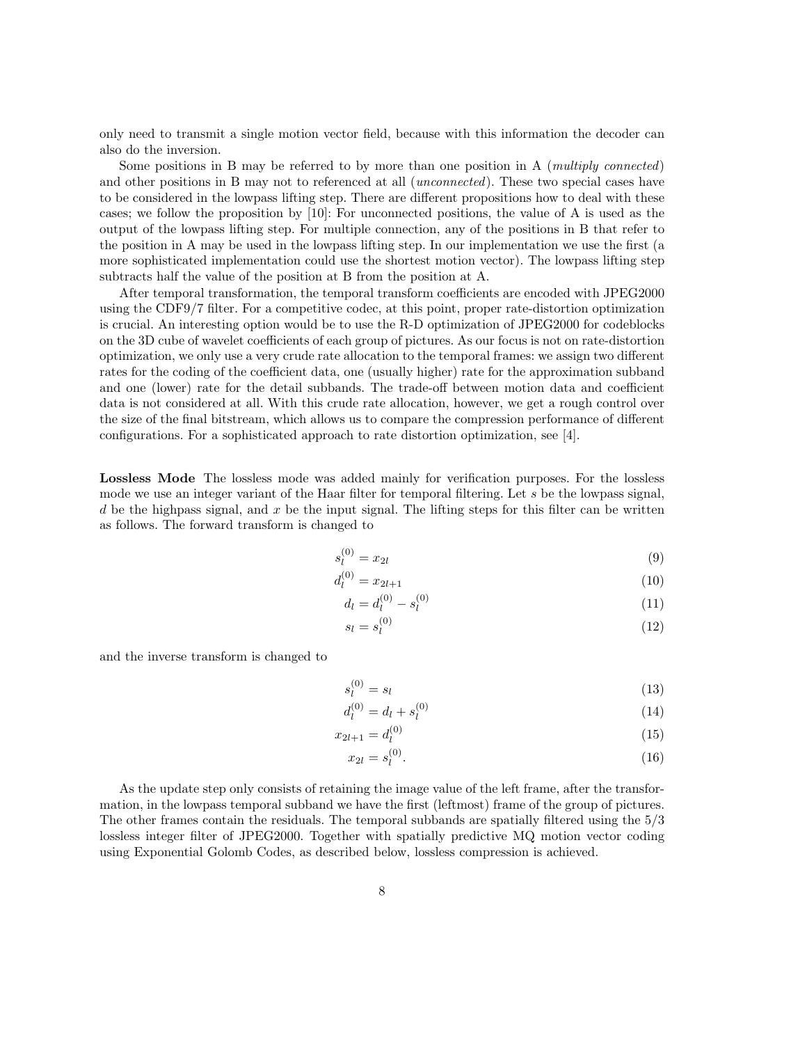only need to transmit a single motion vector field, because with this information the decoder can also do the inversion.

Some positions in B may be referred to by more than one position in A (*multiply connected*) and other positions in B may not to referenced at all (*unconnected*). These two special cases have to be considered in the lowpass lifting step. There are different propositions how to deal with these cases; we follow the proposition by [10]: For unconnected positions, the value of A is used as the output of the lowpass lifting step. For multiple connection, any of the positions in B that refer to the position in A may be used in the lowpass lifting step. In our implementation we use the first (a more sophisticated implementation could use the shortest motion vector). The lowpass lifting step subtracts half the value of the position at B from the position at A.

After temporal transformation, the temporal transform coefficients are encoded with JPEG2000 using the CDF9/7 filter. For a competitive codec, at this point, proper rate-distortion optimization is crucial. An interesting option would be to use the R-D optimization of JPEG2000 for codeblocks on the 3D cube of wavelet coefficients of each group of pictures. As our focus is not on rate-distortion optimization, we only use a very crude rate allocation to the temporal frames: we assign two different rates for the coding of the coefficient data, one (usually higher) rate for the approximation subband and one (lower) rate for the detail subbands. The trade-off between motion data and coefficient data is not considered at all. With this crude rate allocation, however, we get a rough control over the size of the final bitstream, which allows us to compare the compression performance of different configurations. For a sophisticated approach to rate distortion optimization, see [4].

**Lossless Mode** The lossless mode was added mainly for verification purposes. For the lossless mode we use an integer variant of the Haar filter for temporal filtering. Let $s$ be the lowpass signal, $d$ be the highpass signal, and $x$ be the input signal. The lifting steps for this filter can be written as follows. The forward transform is changed to

$$s_l^{(0)} = x_{2l} \tag{9}$$

$$d_l^{(0)} = x_{2l+1} \tag{10}$$

$$d_l = d_l^{(0)} - s_l^{(0)} \tag{11}$$

$$s_l = s_l^{(0)} \tag{12}$$

and the inverse transform is changed to

$$s_l^{(0)} = s_l \tag{13}$$

$$d_l^{(0)} = d_l + s_l^{(0)} \tag{14}$$

$$x_{2l+1} = d_l^{(0)} \tag{15}$$

$$x_{2l} = s_l^{(0)}. \tag{16}$$

As the update step only consists of retaining the image value of the left frame, after the transformation, in the lowpass temporal subband we have the first (leftmost) frame of the group of pictures. The other frames contain the residuals. The temporal subbands are spatially filtered using the 5/3 lossless integer filter of JPEG2000. Together with spatially predictive MQ motion vector coding using Exponential Golomb Codes, as described below, lossless compression is achieved.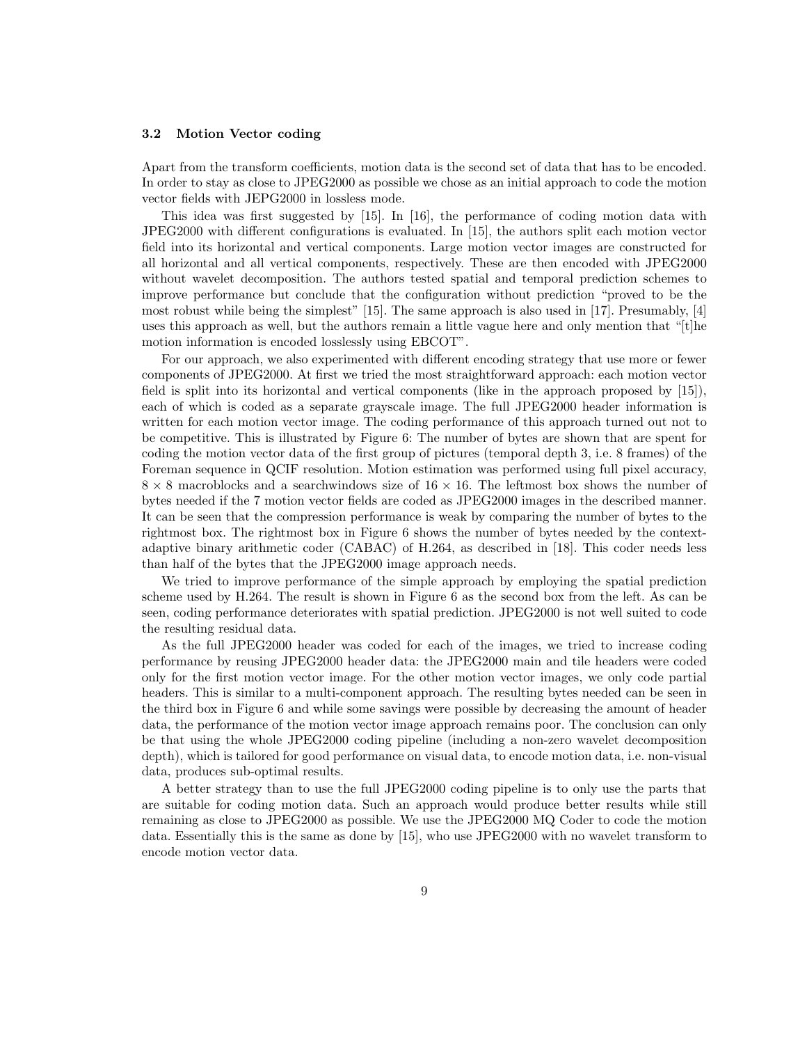### 3.2 Motion Vector coding

Apart from the transform coefficients, motion data is the second set of data that has to be encoded. In order to stay as close to JPEG2000 as possible we chose as an initial approach to code the motion vector fields with JEPG2000 in lossless mode.

This idea was first suggested by [15]. In [16], the performance of coding motion data with JPEG2000 with different configurations is evaluated. In [15], the authors split each motion vector field into its horizontal and vertical components. Large motion vector images are constructed for all horizontal and all vertical components, respectively. These are then encoded with JPEG2000 without wavelet decomposition. The authors tested spatial and temporal prediction schemes to improve performance but conclude that the configuration without prediction "proved to be the most robust while being the simplest" [15]. The same approach is also used in [17]. Presumably, [4] uses this approach as well, but the authors remain a little vague here and only mention that "[t]he motion information is encoded losslessly using EBCOT".

For our approach, we also experimented with different encoding strategy that use more or fewer components of JPEG2000. At first we tried the most straightforward approach: each motion vector field is split into its horizontal and vertical components (like in the approach proposed by [15]), each of which is coded as a separate grayscale image. The full JPEG2000 header information is written for each motion vector image. The coding performance of this approach turned out not to be competitive. This is illustrated by Figure 6: The number of bytes are shown that are spent for coding the motion vector data of the first group of pictures (temporal depth 3, i.e. 8 frames) of the Foreman sequence in QCIF resolution. Motion estimation was performed using full pixel accuracy, $8 \times 8$ macroblocks and a searchwindows size of $16 \times 16$. The leftmost box shows the number of bytes needed if the 7 motion vector fields are coded as JPEG2000 images in the described manner. It can be seen that the compression performance is weak by comparing the number of bytes to the rightmost box. The rightmost box in Figure 6 shows the number of bytes needed by the context-adaptive binary arithmetic coder (CABAC) of H.264, as described in [18]. This coder needs less than half of the bytes that the JPEG2000 image approach needs.

We tried to improve performance of the simple approach by employing the spatial prediction scheme used by H.264. The result is shown in Figure 6 as the second box from the left. As can be seen, coding performance deteriorates with spatial prediction. JPEG2000 is not well suited to code the resulting residual data.

As the full JPEG2000 header was coded for each of the images, we tried to increase coding performance by reusing JPEG2000 header data: the JPEG2000 main and tile headers were coded only for the first motion vector image. For the other motion vector images, we only code partial headers. This is similar to a multi-component approach. The resulting bytes needed can be seen in the third box in Figure 6 and while some savings were possible by decreasing the amount of header data, the performance of the motion vector image approach remains poor. The conclusion can only be that using the whole JPEG2000 coding pipeline (including a non-zero wavelet decomposition depth), which is tailored for good performance on visual data, to encode motion data, i.e. non-visual data, produces sub-optimal results.

A better strategy than to use the full JPEG2000 coding pipeline is to only use the parts that are suitable for coding motion data. Such an approach would produce better results while still remaining as close to JPEG2000 as possible. We use the JPEG2000 MQ Coder to code the motion data. Essentially this is the same as done by [15], who use JPEG2000 with no wavelet transform to encode motion vector data.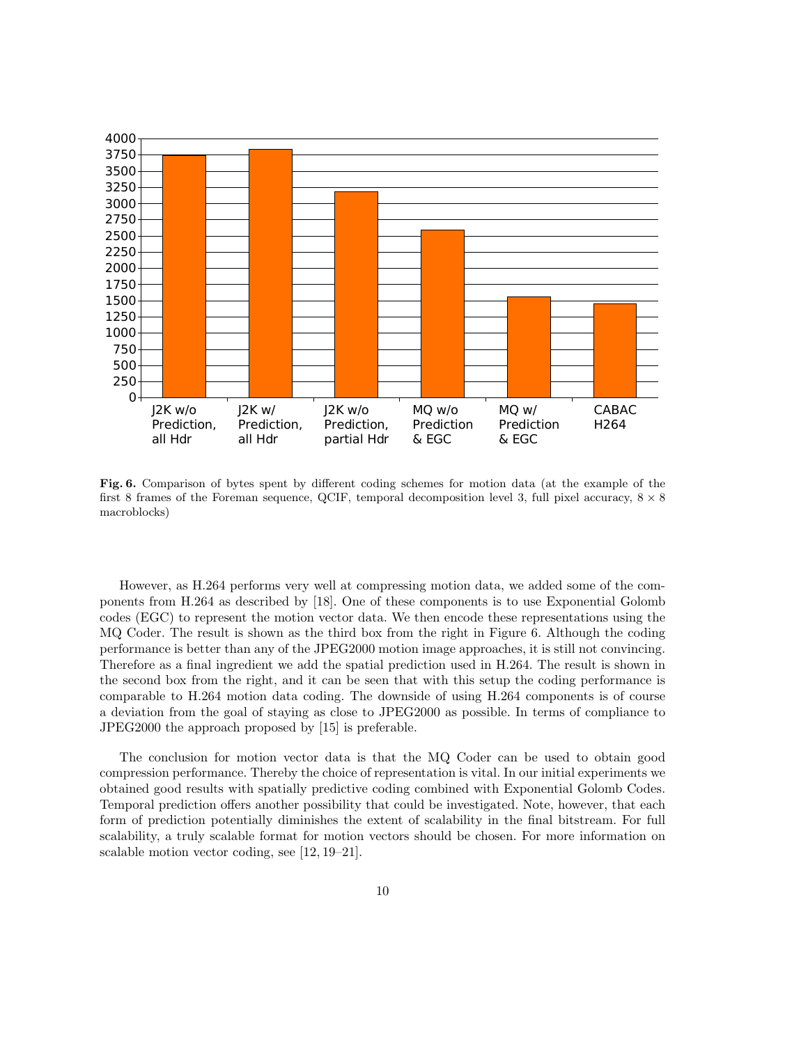**Fig. 6.** Comparison of bytes spent by different coding schemes for motion data (at the example of the first 8 frames of the Foreman sequence, QCIF, temporal decomposition level 3, full pixel accuracy, $8 \times 8$ macroblocks)

However, as H.264 performs very well at compressing motion data, we added some of the components from H.264 as described by [18]. One of these components is to use Exponential Golomb codes (EGC) to represent the motion vector data. We then encode these representations using the MQ Coder. The result is shown as the third box from the right in Figure 6. Although the coding performance is better than any of the JPEG2000 motion image approaches, it is still not convincing. Therefore as a final ingredient we add the spatial prediction used in H.264. The result is shown in the second box from the right, and it can be seen that with this setup the coding performance is comparable to H.264 motion data coding. The downside of using H.264 components is of course a deviation from the goal of staying as close to JPEG2000 as possible. In terms of compliance to JPEG2000 the approach proposed by [15] is preferable.

The conclusion for motion vector data is that the MQ Coder can be used to obtain good compression performance. Thereby the choice of representation is vital. In our initial experiments we obtained good results with spatially predictive coding combined with Exponential Golomb Codes. Temporal prediction offers another possibility that could be investigated. Note, however, that each form of prediction potentially diminishes the extent of scalability in the final bitstream. For full scalability, a truly scalable format for motion vectors should be chosen. For more information on scalable motion vector coding, see [12, 19–21].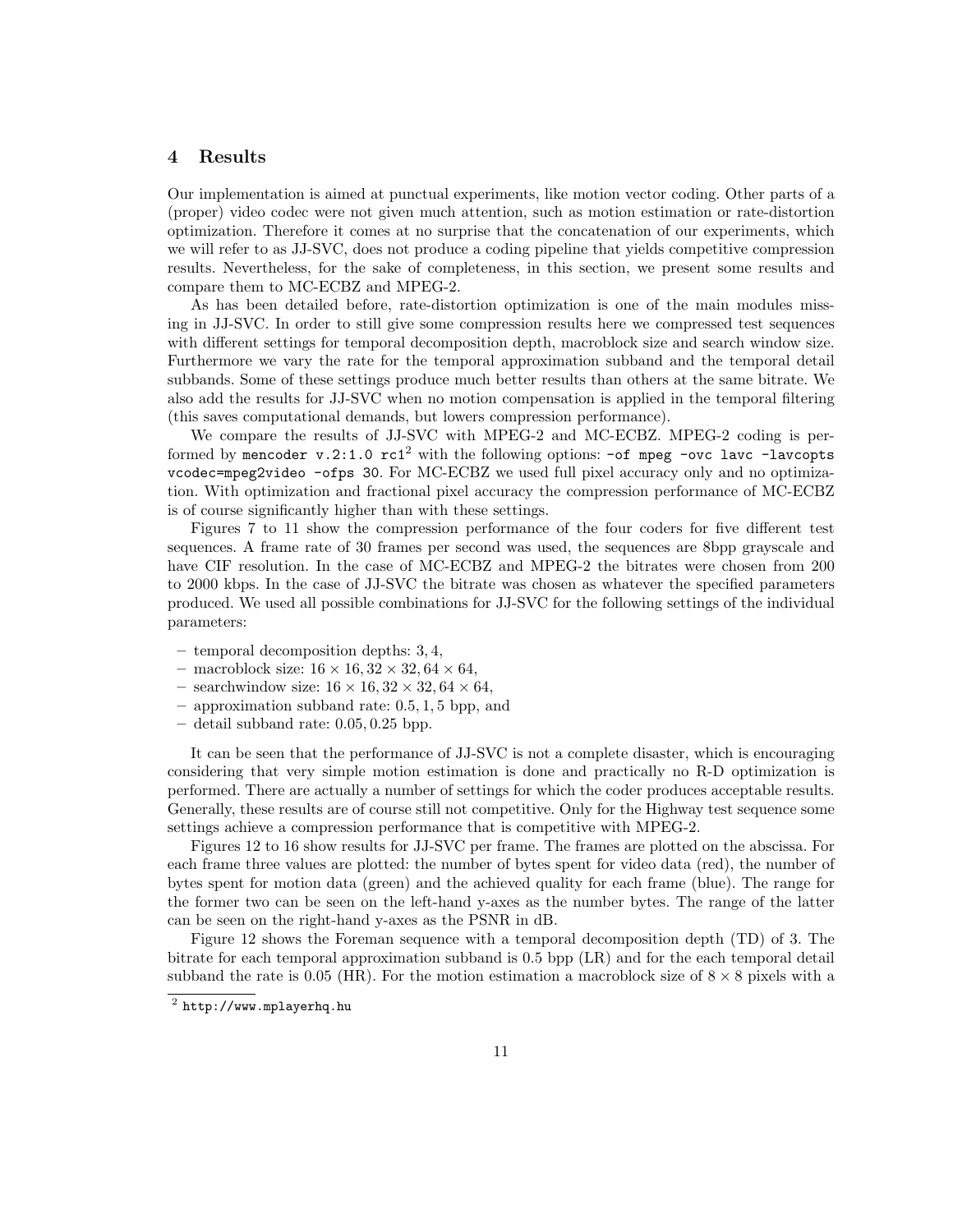## 4 Results

Our implementation is aimed at punctual experiments, like motion vector coding. Other parts of a (proper) video codec were not given much attention, such as motion estimation or rate-distortion optimization. Therefore it comes at no surprise that the concatenation of our experiments, which we will refer to as JJ-SVC, does not produce a coding pipeline that yields competitive compression results. Nevertheless, for the sake of completeness, in this section, we present some results and compare them to MC-ECBZ and MPEG-2.

As has been detailed before, rate-distortion optimization is one of the main modules missing in JJ-SVC. In order to still give some compression results here we compressed test sequences with different settings for temporal decomposition depth, macroblock size and search window size. Furthermore we vary the rate for the temporal approximation subband and the temporal detail subbands. Some of these settings produce much better results than others at the same bitrate. We also add the results for JJ-SVC when no motion compensation is applied in the temporal filtering (this saves computational demands, but lowers compression performance).

We compare the results of JJ-SVC with MPEG-2 and MC-ECBZ. MPEG-2 coding is performed by `mencoder v.2:1.0 rc1`[2] with the following options: `-of mpeg -ovc lavc -lavcopts vcodec=mpeg2video -ofps 30`. For MC-ECBZ we used full pixel accuracy only and no optimization. With optimization and fractional pixel accuracy the compression performance of MC-ECBZ is of course significantly higher than with these settings.

Figures 7 to 11 show the compression performance of the four coders for five different test sequences. A frame rate of 30 frames per second was used, the sequences are 8bpp grayscale and have CIF resolution. In the case of MC-ECBZ and MPEG-2 the bitrates were chosen from 200 to 2000 kbps. In the case of JJ-SVC the bitrate was chosen as whatever the specified parameters produced. We used all possible combinations for JJ-SVC for the following settings of the individual parameters:

- temporal decomposition depths: $3, 4$,
- macroblock size: $16 \times 16, 32 \times 32, 64 \times 64$,
- searchwindow size: $16 \times 16, 32 \times 32, 64 \times 64$,
- approximation subband rate: $0.5, 1, 5$ bpp, and
- detail subband rate: $0.05, 0.25$ bpp.

It can be seen that the performance of JJ-SVC is not a complete disaster, which is encouraging considering that very simple motion estimation is done and practically no R-D optimization is performed. There are actually a number of settings for which the coder produces acceptable results. Generally, these results are of course still not competitive. Only for the Highway test sequence some settings achieve a compression performance that is competitive with MPEG-2.

Figures 12 to 16 show results for JJ-SVC per frame. The frames are plotted on the abscissa. For each frame three values are plotted: the number of bytes spent for video data (red), the number of bytes spent for motion data (green) and the achieved quality for each frame (blue). The range for the former two can be seen on the left-hand y-axes as the number bytes. The range of the latter can be seen on the right-hand y-axes as the PSNR in dB.

Figure 12 shows the Foreman sequence with a temporal decomposition depth (TD) of 3. The bitrate for each temporal approximation subband is 0.5 bpp (LR) and for the each temporal detail subband the rate is 0.05 (HR). For the motion estimation a macroblock size of $8 \times 8$ pixels with a

[2] `http://www.mplayerhq.hu`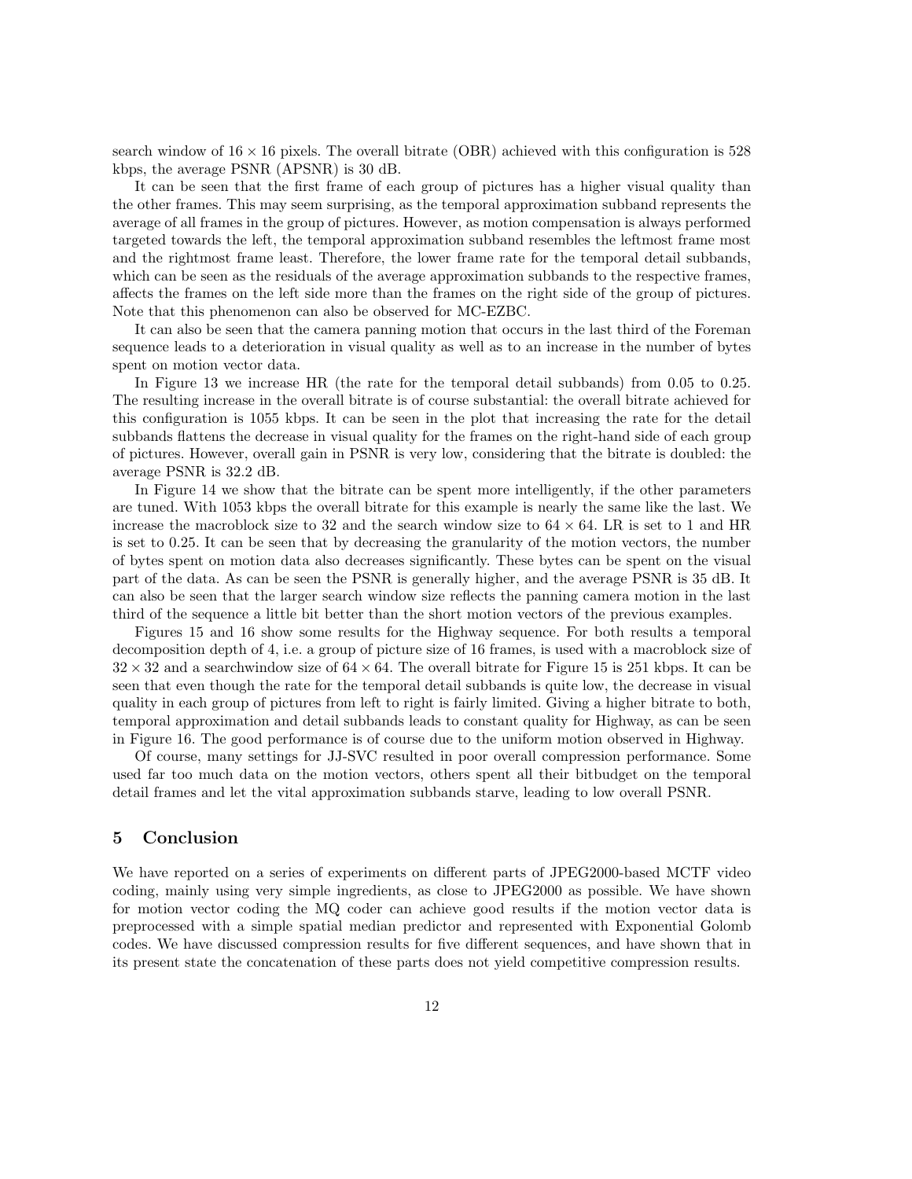search window of $16 \times 16$ pixels. The overall bitrate (OBR) achieved with this configuration is 528 kbps, the average PSNR (APSNR) is 30 dB.

It can be seen that the first frame of each group of pictures has a higher visual quality than the other frames. This may seem surprising, as the temporal approximation subband represents the average of all frames in the group of pictures. However, as motion compensation is always performed targeted towards the left, the temporal approximation subband resembles the leftmost frame most and the rightmost frame least. Therefore, the lower frame rate for the temporal detail subbands, which can be seen as the residuals of the average approximation subbands to the respective frames, affects the frames on the left side more than the frames on the right side of the group of pictures. Note that this phenomenon can also be observed for MC-EZBC.

It can also be seen that the camera panning motion that occurs in the last third of the Foreman sequence leads to a deterioration in visual quality as well as to an increase in the number of bytes spent on motion vector data.

In Figure 13 we increase HR (the rate for the temporal detail subbands) from 0.05 to 0.25. The resulting increase in the overall bitrate is of course substantial: the overall bitrate achieved for this configuration is 1055 kbps. It can be seen in the plot that increasing the rate for the detail subbands flattens the decrease in visual quality for the frames on the right-hand side of each group of pictures. However, overall gain in PSNR is very low, considering that the bitrate is doubled: the average PSNR is 32.2 dB.

In Figure 14 we show that the bitrate can be spent more intelligently, if the other parameters are tuned. With 1053 kbps the overall bitrate for this example is nearly the same like the last. We increase the macroblock size to 32 and the search window size to $64 \times 64$. LR is set to 1 and HR is set to 0.25. It can be seen that by decreasing the granularity of the motion vectors, the number of bytes spent on motion data also decreases significantly. These bytes can be spent on the visual part of the data. As can be seen the PSNR is generally higher, and the average PSNR is 35 dB. It can also be seen that the larger search window size reflects the panning camera motion in the last third of the sequence a little bit better than the short motion vectors of the previous examples.

Figures 15 and 16 show some results for the Highway sequence. For both results a temporal decomposition depth of 4, i.e. a group of picture size of 16 frames, is used with a macroblock size of $32 \times 32$ and a searchwindow size of $64 \times 64$. The overall bitrate for Figure 15 is 251 kbps. It can be seen that even though the rate for the temporal detail subbands is quite low, the decrease in visual quality in each group of pictures from left to right is fairly limited. Giving a higher bitrate to both, temporal approximation and detail subbands leads to constant quality for Highway, as can be seen in Figure 16. The good performance is of course due to the uniform motion observed in Highway.

Of course, many settings for JJ-SVC resulted in poor overall compression performance. Some used far too much data on the motion vectors, others spent all their bitbudget on the temporal detail frames and let the vital approximation subbands starve, leading to low overall PSNR.

## 5 Conclusion

We have reported on a series of experiments on different parts of JPEG2000-based MCTF video coding, mainly using very simple ingredients, as close to JPEG2000 as possible. We have shown for motion vector coding the MQ coder can achieve good results if the motion vector data is preprocessed with a simple spatial median predictor and represented with Exponential Golomb codes. We have discussed compression results for five different sequences, and have shown that in its present state the concatenation of these parts does not yield competitive compression results.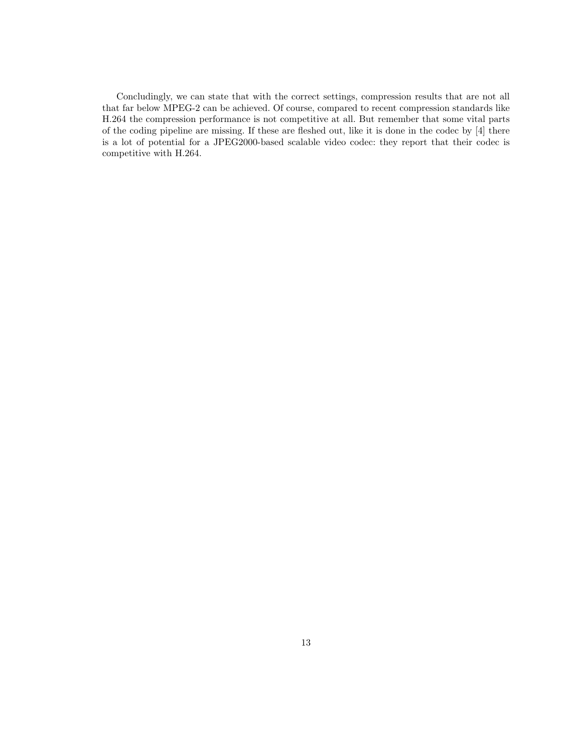Concludingly, we can state that with the correct settings, compression results that are not all that far below MPEG-2 can be achieved. Of course, compared to recent compression standards like H.264 the compression performance is not competitive at all. But remember that some vital parts of the coding pipeline are missing. If these are fleshed out, like it is done in the codec by [4] there is a lot of potential for a JPEG2000-based scalable video codec: they report that their codec is competitive with H.264.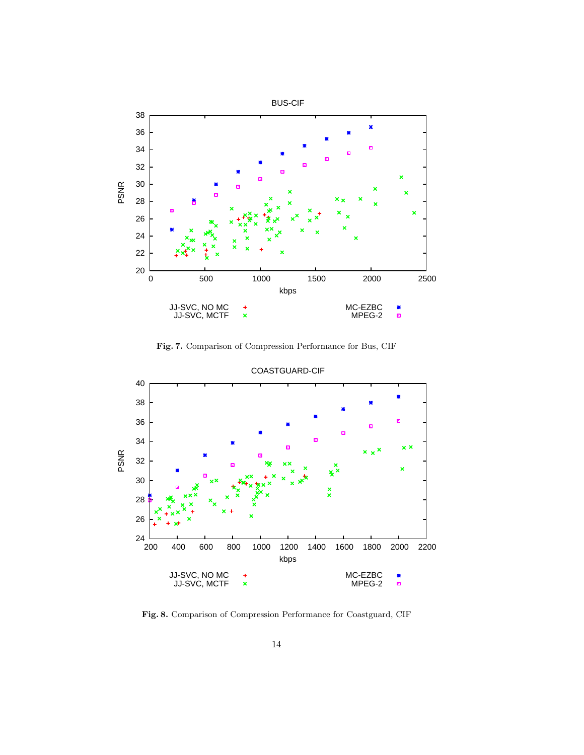**Fig. 7.** Comparison of Compression Performance for Bus, CIF

**Fig. 8.** Comparison of Compression Performance for Coastguard, CIF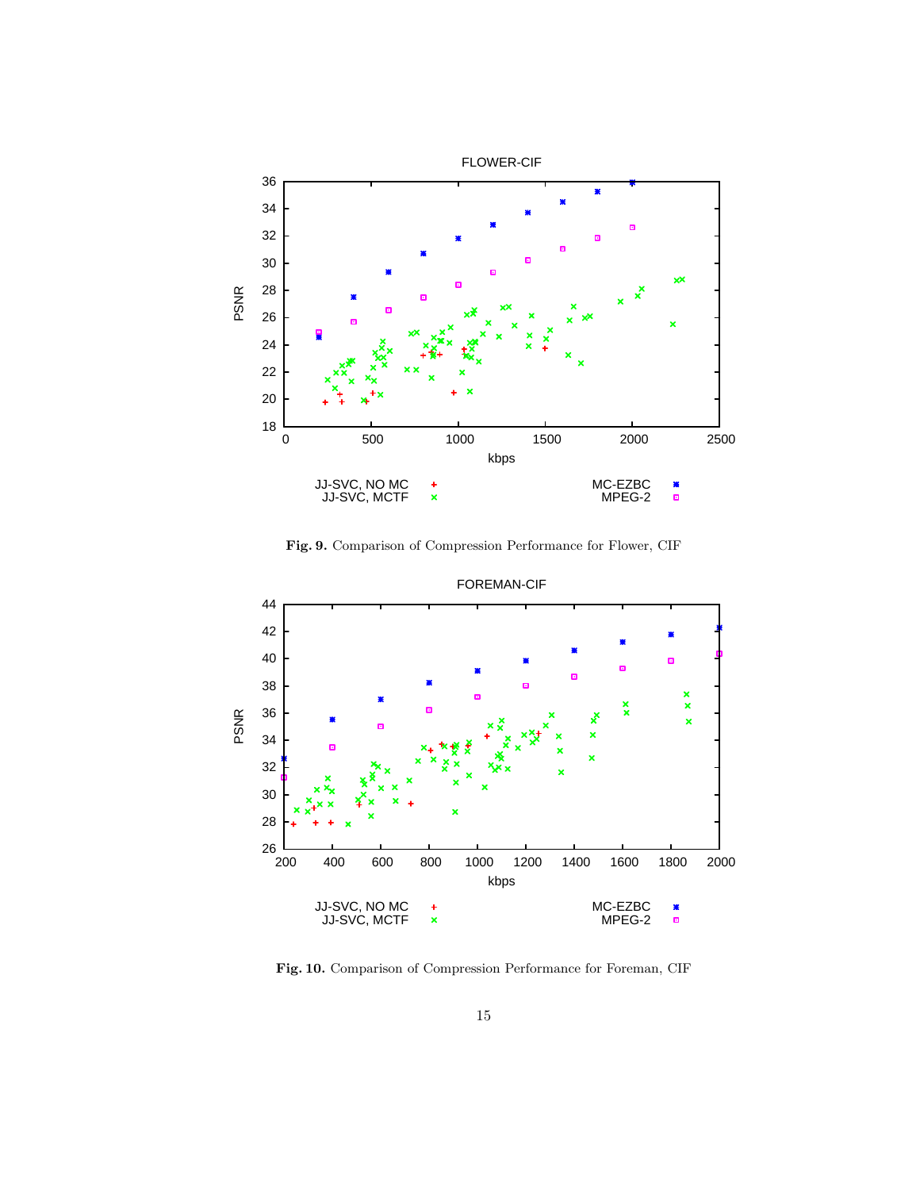**Fig. 9.** Comparison of Compression Performance for Flower, CIF

**Fig. 10.** Comparison of Compression Performance for Foreman, CIF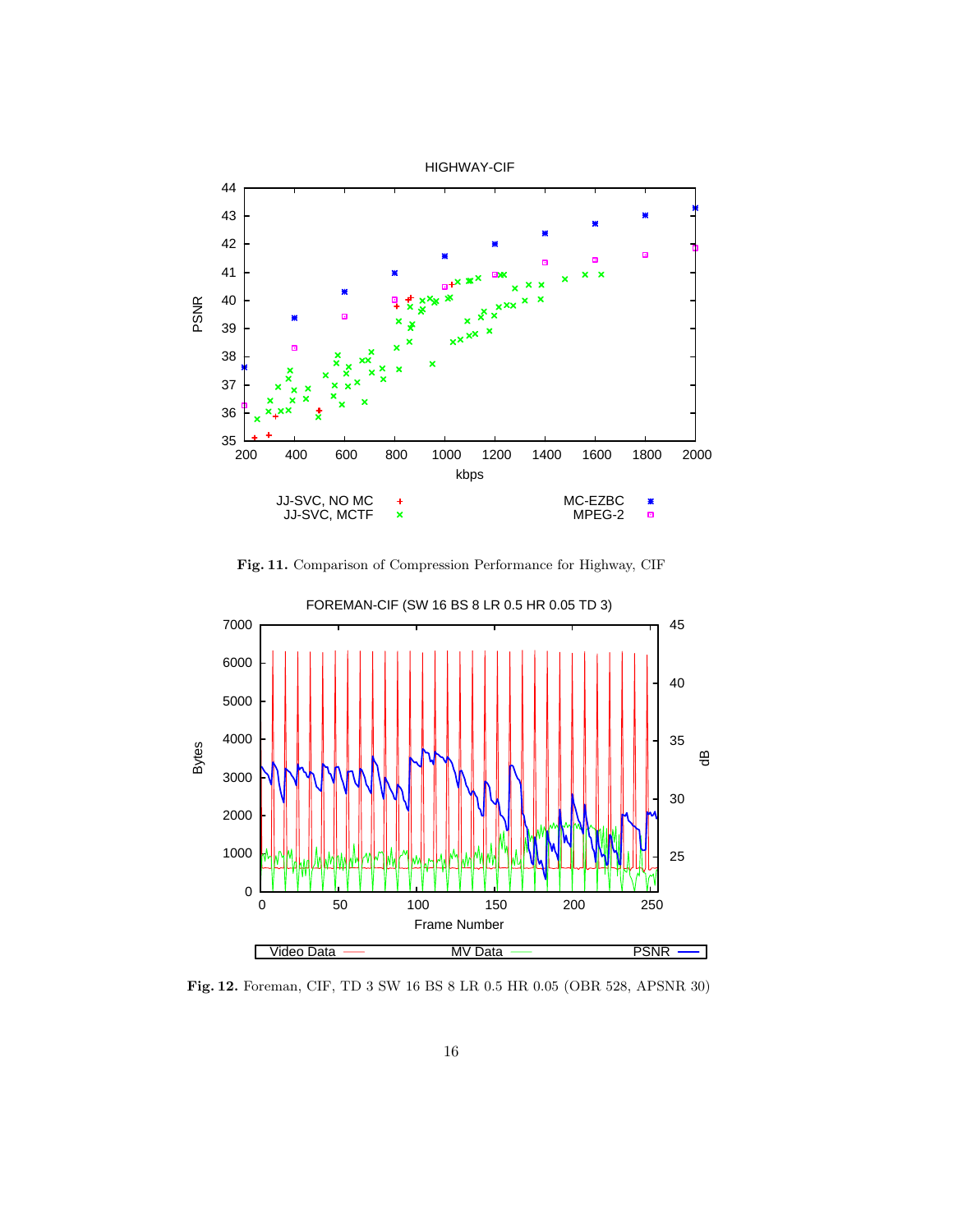**Fig. 11.** Comparison of Compression Performance for Highway, CIF

**Fig. 12.** Foreman, CIF, TD 3 SW 16 BS 8 LR 0.5 HR 0.05 (OBR 528, APSNR 30)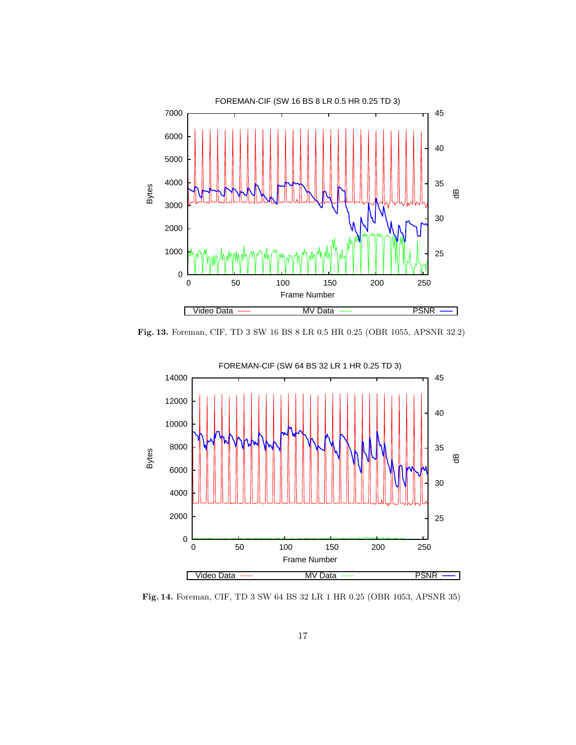**Fig. 13.** Foreman, CIF, TD 3 SW 16 BS 8 LR 0.5 HR 0.25 (OBR 1055, APSNR 32.2)

**Fig. 14.** Foreman, CIF, TD 3 SW 64 BS 32 LR 1 HR 0.25 (OBR 1053, APSNR 35)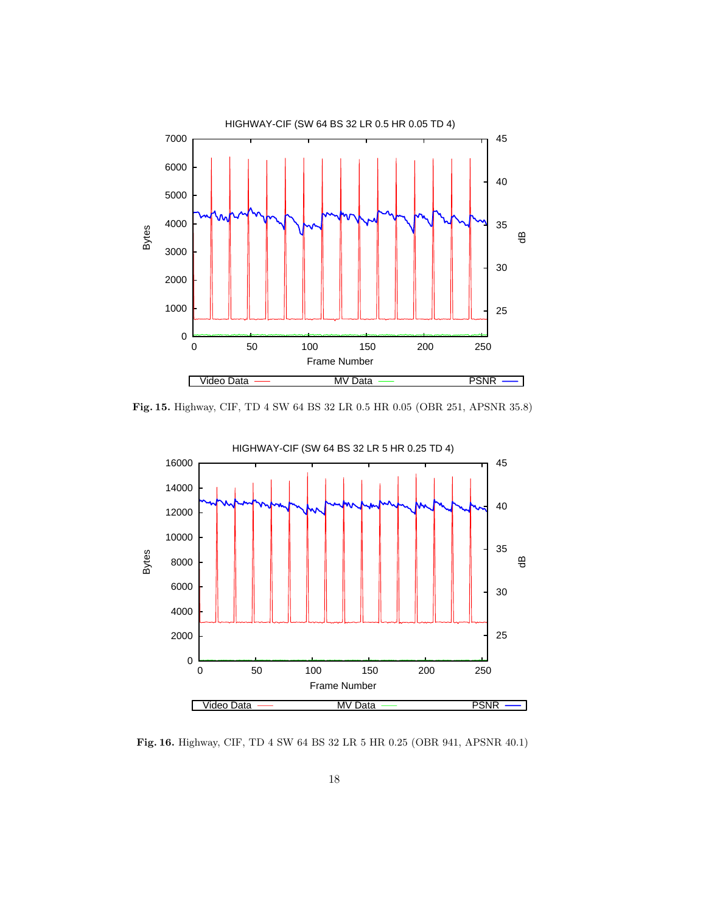**Fig. 15.** Highway, CIF, TD 4 SW 64 BS 32 LR 0.5 HR 0.05 (OBR 251, APSNR 35.8)

**Fig. 16.** Highway, CIF, TD 4 SW 64 BS 32 LR 5 HR 0.25 (OBR 941, APSNR 40.1)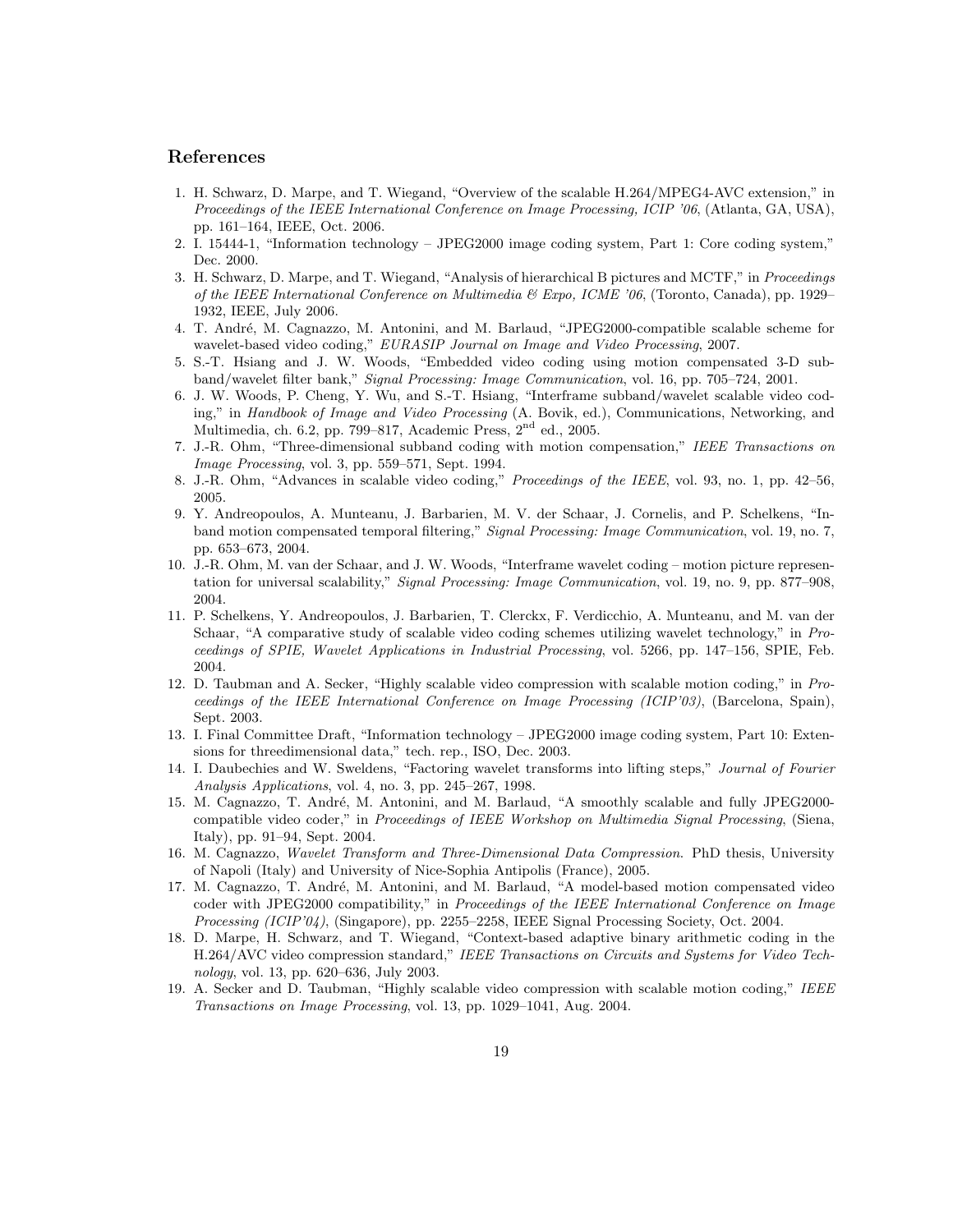## References

1. H. Schwarz, D. Marpe, and T. Wiegand, "Overview of the scalable H.264/MPEG4-AVC extension," in *Proceedings of the IEEE International Conference on Image Processing, ICIP '06*, (Atlanta, GA, USA), pp. 161–164, IEEE, Oct. 2006.
2. I. 15444-1, "Information technology – JPEG2000 image coding system, Part 1: Core coding system," Dec. 2000.
3. H. Schwarz, D. Marpe, and T. Wiegand, "Analysis of hierarchical B pictures and MCTF," in *Proceedings of the IEEE International Conference on Multimedia & Expo, ICME '06*, (Toronto, Canada), pp. 1929–1932, IEEE, July 2006.
4. T. André, M. Cagnazzo, M. Antonini, and M. Barlaud, "JPEG2000-compatible scalable scheme for wavelet-based video coding," *EURASIP Journal on Image and Video Processing*, 2007.
5. S.-T. Hsiang and J. W. Woods, "Embedded video coding using motion compensated 3-D subband/wavelet filter bank," *Signal Processing: Image Communication*, vol. 16, pp. 705–724, 2001.
6. J. W. Woods, P. Cheng, Y. Wu, and S.-T. Hsiang, "Interframe subband/wavelet scalable video coding," in *Handbook of Image and Video Processing* (A. Bovik, ed.), Communications, Networking, and Multimedia, ch. 6.2, pp. 799–817, Academic Press, 2nd ed., 2005.
7. J.-R. Ohm, "Three-dimensional subband coding with motion compensation," *IEEE Transactions on Image Processing*, vol. 3, pp. 559–571, Sept. 1994.
8. J.-R. Ohm, "Advances in scalable video coding," *Proceedings of the IEEE*, vol. 93, no. 1, pp. 42–56, 2005.
9. Y. Andreopoulos, A. Munteanu, J. Barbarien, M. V. der Schaar, J. Cornelis, and P. Schelkens, "In-band motion compensated temporal filtering," *Signal Processing: Image Communication*, vol. 19, no. 7, pp. 653–673, 2004.
10. J.-R. Ohm, M. van der Schaar, and J. W. Woods, "Interframe wavelet coding – motion picture representation for universal scalability," *Signal Processing: Image Communication*, vol. 19, no. 9, pp. 877–908, 2004.
11. P. Schelkens, Y. Andreopoulos, J. Barbarien, T. Clerckx, F. Verdicchio, A. Munteanu, and M. van der Schaar, "A comparative study of scalable video coding schemes utilizing wavelet technology," in *Proceedings of SPIE, Wavelet Applications in Industrial Processing*, vol. 5266, pp. 147–156, SPIE, Feb. 2004.
12. D. Taubman and A. Secker, "Highly scalable video compression with scalable motion coding," in *Proceedings of the IEEE International Conference on Image Processing (ICIP'03)*, (Barcelona, Spain), Sept. 2003.
13. I. Final Committee Draft, "Information technology – JPEG2000 image coding system, Part 10: Extensions for threedimensional data," tech. rep., ISO, Dec. 2003.
14. I. Daubechies and W. Sweldens, "Factoring wavelet transforms into lifting steps," *Journal of Fourier Analysis Applications*, vol. 4, no. 3, pp. 245–267, 1998.
15. M. Cagnazzo, T. André, M. Antonini, and M. Barlaud, "A smoothly scalable and fully JPEG2000-compatible video coder," in *Proceedings of IEEE Workshop on Multimedia Signal Processing*, (Siena, Italy), pp. 91–94, Sept. 2004.
16. M. Cagnazzo, *Wavelet Transform and Three-Dimensional Data Compression*. PhD thesis, University of Napoli (Italy) and University of Nice-Sophia Antipolis (France), 2005.
17. M. Cagnazzo, T. André, M. Antonini, and M. Barlaud, "A model-based motion compensated video coder with JPEG2000 compatibility," in *Proceedings of the IEEE International Conference on Image Processing (ICIP'04)*, (Singapore), pp. 2255–2258, IEEE Signal Processing Society, Oct. 2004.
18. D. Marpe, H. Schwarz, and T. Wiegand, "Context-based adaptive binary arithmetic coding in the H.264/AVC video compression standard," *IEEE Transactions on Circuits and Systems for Video Technology*, vol. 13, pp. 620–636, July 2003.
19. A. Secker and D. Taubman, "Highly scalable video compression with scalable motion coding," *IEEE Transactions on Image Processing*, vol. 13, pp. 1029–1041, Aug. 2004.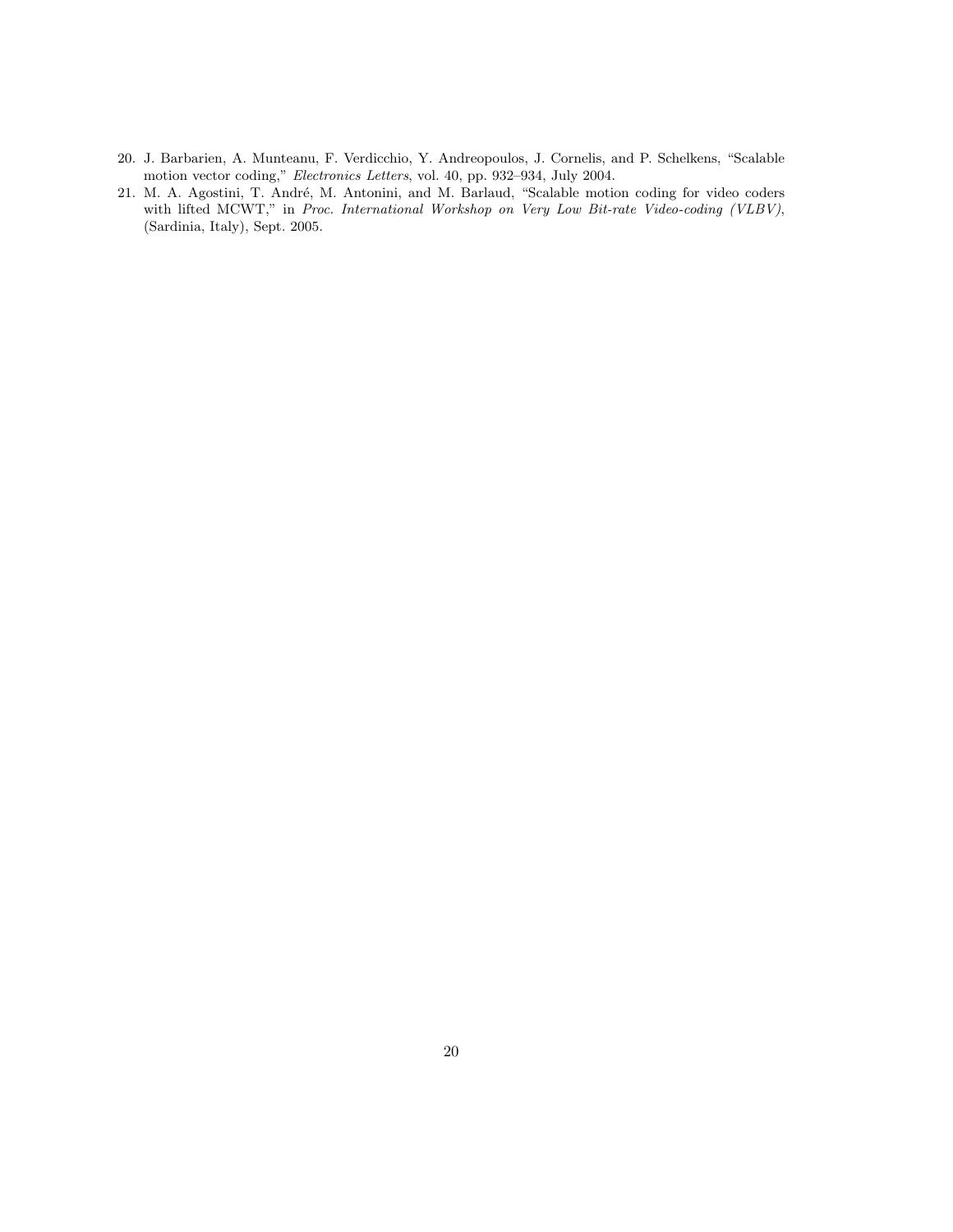20. J. Barbarien, A. Munteanu, F. Verdicchio, Y. Andreopoulos, J. Cornelis, and P. Schelkens, "Scalable motion vector coding," *Electronics Letters*, vol. 40, pp. 932–934, July 2004.
21. M. A. Agostini, T. André, M. Antonini, and M. Barlaud, "Scalable motion coding for video coders with lifted MCWT," in *Proc. International Workshop on Very Low Bit-rate Video-coding (VLBV)*, (Sardinia, Italy), Sept. 2005.